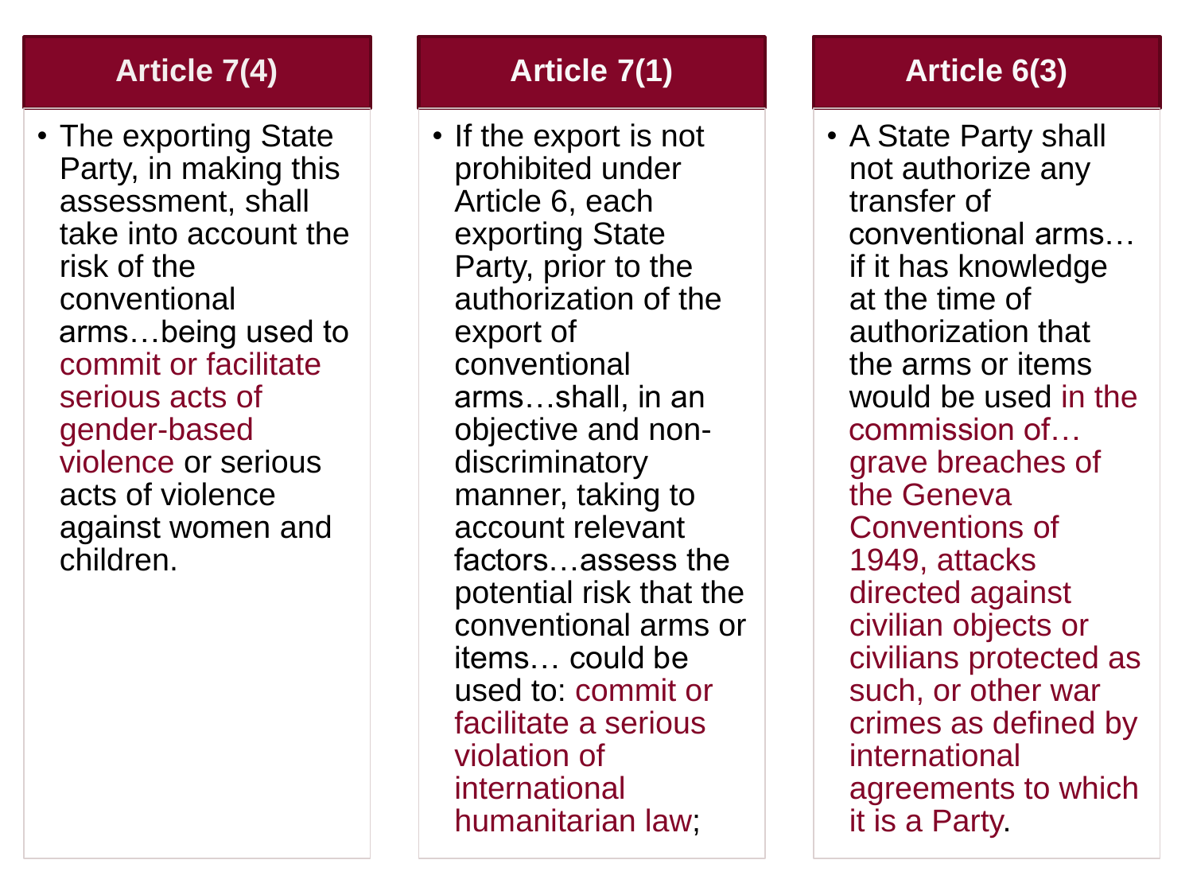## Article 7(4)

- The exporting State Party, in making this assessment, shall take into account the risk of the conventional arms…being used to commit or facilitate serious acts of gender-based violence or serious acts of violence against women and children.

## Article 7(1)

- If the export is not prohibited under Article 6, each exporting State Party, prior to the authorization of the export of conventional arms…shall, in an objective and non-discriminatory manner, taking to account relevant factors…assess the potential risk that the conventional arms or items… could be used to: commit or facilitate a serious violation of international humanitarian law;

## Article 6(3)

- A State Party shall not authorize any transfer of conventional arms… if it has knowledge at the time of authorization that the arms or items would be used in the commission of… grave breaches of the Geneva Conventions of 1949, attacks directed against civilian objects or civilians protected as such, or other war crimes as defined by international agreements to which it is a Party.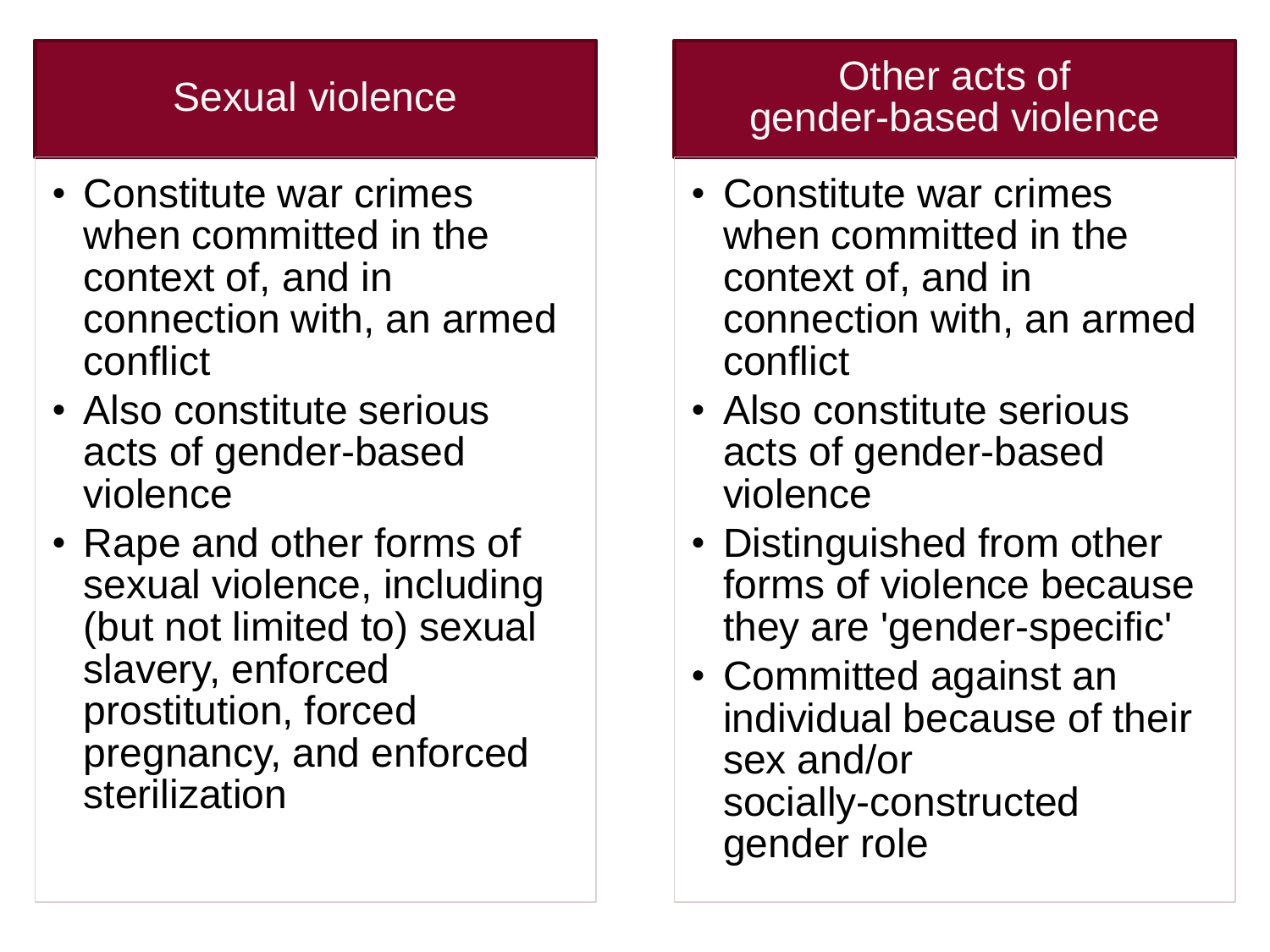## Sexual violence

- Constitute war crimes when committed in the context of, and in connection with, an armed conflict
- Also constitute serious acts of gender-based violence
- Rape and other forms of sexual violence, including (but not limited to) sexual slavery, enforced prostitution, forced pregnancy, and enforced sterilization

## Other acts of gender-based violence

- Constitute war crimes when committed in the context of, and in connection with, an armed conflict
- Also constitute serious acts of gender-based violence
- Distinguished from other forms of violence because they are 'gender-specific'
- Committed against an individual because of their sex and/or socially-constructed gender role